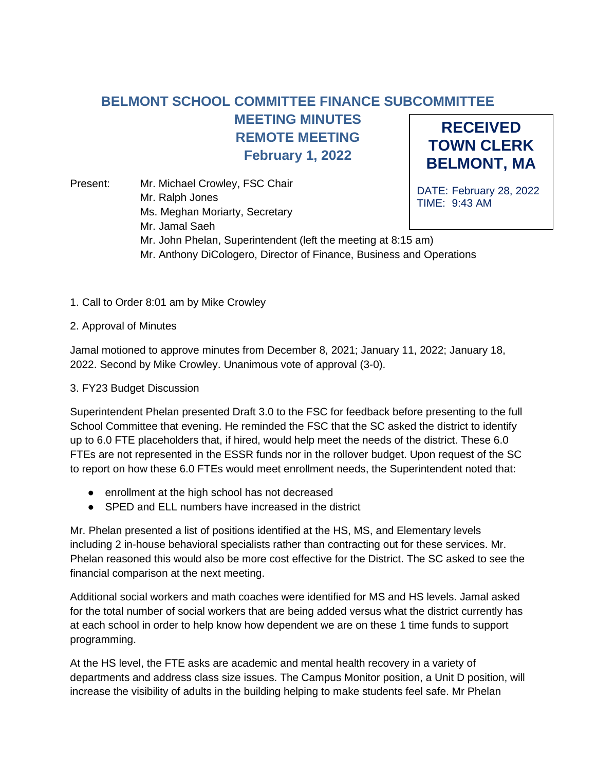# BELMONT SCHOOL COMMITTEE FINANCE SUBCOMMITTEE
## MEETING MINUTES
## REMOTE MEETING
## February 1, 2022

**RECEIVED**
**TOWN CLERK**
**BELMONT, MA**

DATE: February 28, 2022
TIME: 9:43 AM

Present:
- Mr. Michael Crowley, FSC Chair
- Mr. Ralph Jones
- Ms. Meghan Moriarty, Secretary
- Mr. Jamal Saeh
- Mr. John Phelan, Superintendent (left the meeting at 8:15 am)
- Mr. Anthony DiCologero, Director of Finance, Business and Operations

1. Call to Order 8:01 am by Mike Crowley

2. Approval of Minutes

Jamal motioned to approve minutes from December 8, 2021; January 11, 2022; January 18, 2022. Second by Mike Crowley. Unanimous vote of approval (3-0).

3. FY23 Budget Discussion

Superintendent Phelan presented Draft 3.0 to the FSC for feedback before presenting to the full School Committee that evening. He reminded the FSC that the SC asked the district to identify up to 6.0 FTE placeholders that, if hired, would help meet the needs of the district. These 6.0 FTEs are not represented in the ESSR funds nor in the rollover budget. Upon request of the SC to report on how these 6.0 FTEs would meet enrollment needs, the Superintendent noted that:

- enrollment at the high school has not decreased
- SPED and ELL numbers have increased in the district

Mr. Phelan presented a list of positions identified at the HS, MS, and Elementary levels including 2 in-house behavioral specialists rather than contracting out for these services. Mr. Phelan reasoned this would also be more cost effective for the District. The SC asked to see the financial comparison at the next meeting.

Additional social workers and math coaches were identified for MS and HS levels. Jamal asked for the total number of social workers that are being added versus what the district currently has at each school in order to help know how dependent we are on these 1 time funds to support programming.

At the HS level, the FTE asks are academic and mental health recovery in a variety of departments and address class size issues. The Campus Monitor position, a Unit D position, will increase the visibility of adults in the building helping to make students feel safe. Mr Phelan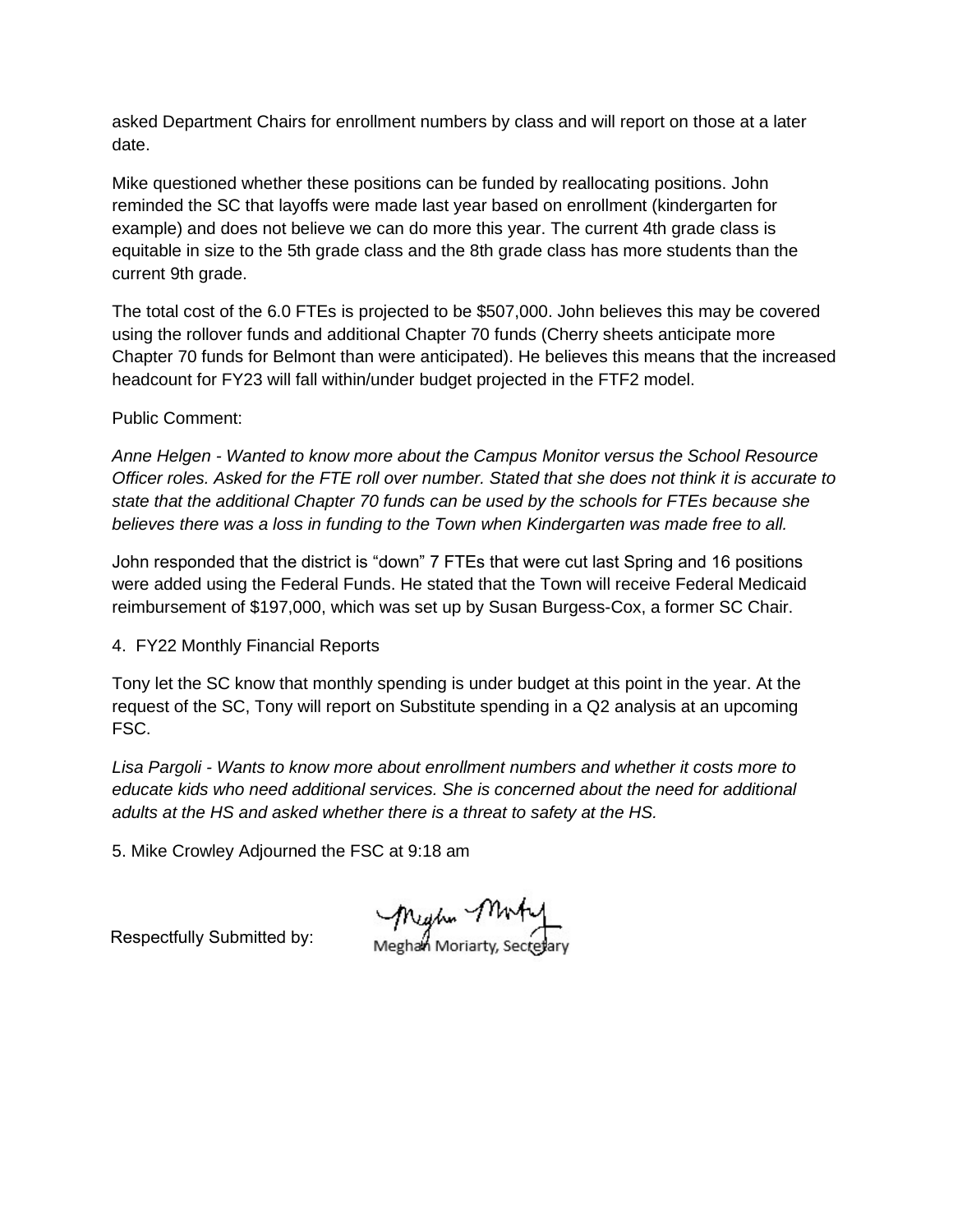asked Department Chairs for enrollment numbers by class and will report on those at a later date.

Mike questioned whether these positions can be funded by reallocating positions. John reminded the SC that layoffs were made last year based on enrollment (kindergarten for example) and does not believe we can do more this year. The current 4th grade class is equitable in size to the 5th grade class and the 8th grade class has more students than the current 9th grade.

The total cost of the 6.0 FTEs is projected to be $507,000. John believes this may be covered using the rollover funds and additional Chapter 70 funds (Cherry sheets anticipate more Chapter 70 funds for Belmont than were anticipated). He believes this means that the increased headcount for FY23 will fall within/under budget projected in the FTF2 model.

Public Comment:

*Anne Helgen - Wanted to know more about the Campus Monitor versus the School Resource Officer roles. Asked for the FTE roll over number. Stated that she does not think it is accurate to state that the additional Chapter 70 funds can be used by the schools for FTEs because she believes there was a loss in funding to the Town when Kindergarten was made free to all.*

John responded that the district is "down" 7 FTEs that were cut last Spring and 16 positions were added using the Federal Funds. He stated that the Town will receive Federal Medicaid reimbursement of $197,000, which was set up by Susan Burgess-Cox, a former SC Chair.

4. FY22 Monthly Financial Reports

Tony let the SC know that monthly spending is under budget at this point in the year. At the request of the SC, Tony will report on Substitute spending in a Q2 analysis at an upcoming FSC.

*Lisa Pargoli - Wants to know more about enrollment numbers and whether it costs more to educate kids who need additional services. She is concerned about the need for additional adults at the HS and asked whether there is a threat to safety at the HS.*

5. Mike Crowley Adjourned the FSC at 9:18 am

Respectfully Submitted by: Meghan Moriarty, Secretary